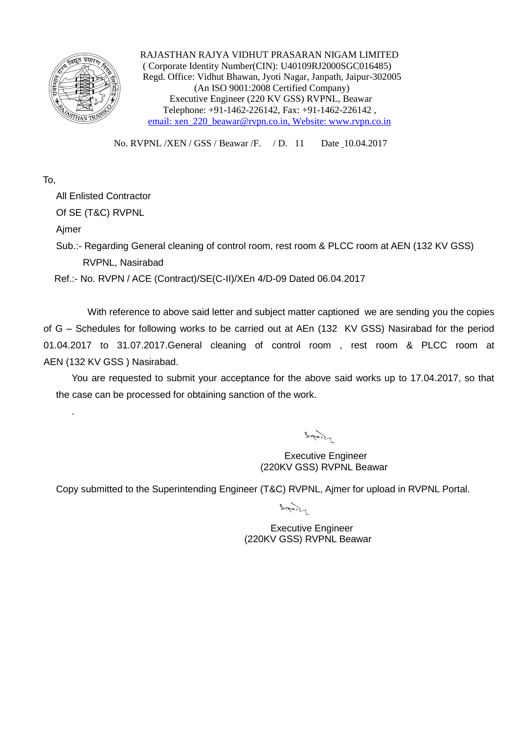RAJASTHAN RAJYA VIDHUT PRASARAN NIGAM LIMITED
( Corporate Identity Number(CIN): U40109RJ2000SGC016485)
Regd. Office: Vidhut Bhawan, Jyoti Nagar, Janpath, Jaipur-302005
(An ISO 9001:2008 Certified Company)
Executive Engineer (220 KV GSS) RVPNL, Beawar
Telephone: +91-1462-226142, Fax: +91-1462-226142 ,
email: xen_220_beawar@rvpn.co.in, Website: www.rvpn.co.in

No. RVPNL /XEN / GSS / Beawar /F. / D. 11 Date 10.04.2017

To,

All Enlisted Contractor
Of SE (T&C) RVPNL
Ajmer

Sub.:- Regarding General cleaning of control room, rest room & PLCC room at AEN (132 KV GSS) RVPNL, Nasirabad

Ref.:- No. RVPN / ACE (Contract)/SE(C-II)/XEn 4/D-09 Dated 06.04.2017

With reference to above said letter and subject matter captioned we are sending you the copies of G – Schedules for following works to be carried out at AEn (132 KV GSS) Nasirabad for the period 01.04.2017 to 31.07.2017.General cleaning of control room , rest room & PLCC room at AEN (132 KV GSS ) Nasirabad.

You are requested to submit your acceptance for the above said works up to 17.04.2017, so that the case can be processed for obtaining sanction of the work.

.

Executive Engineer
(220KV GSS) RVPNL Beawar

Copy submitted to the Superintending Engineer (T&C) RVPNL, Ajmer for upload in RVPNL Portal.

Executive Engineer
(220KV GSS) RVPNL Beawar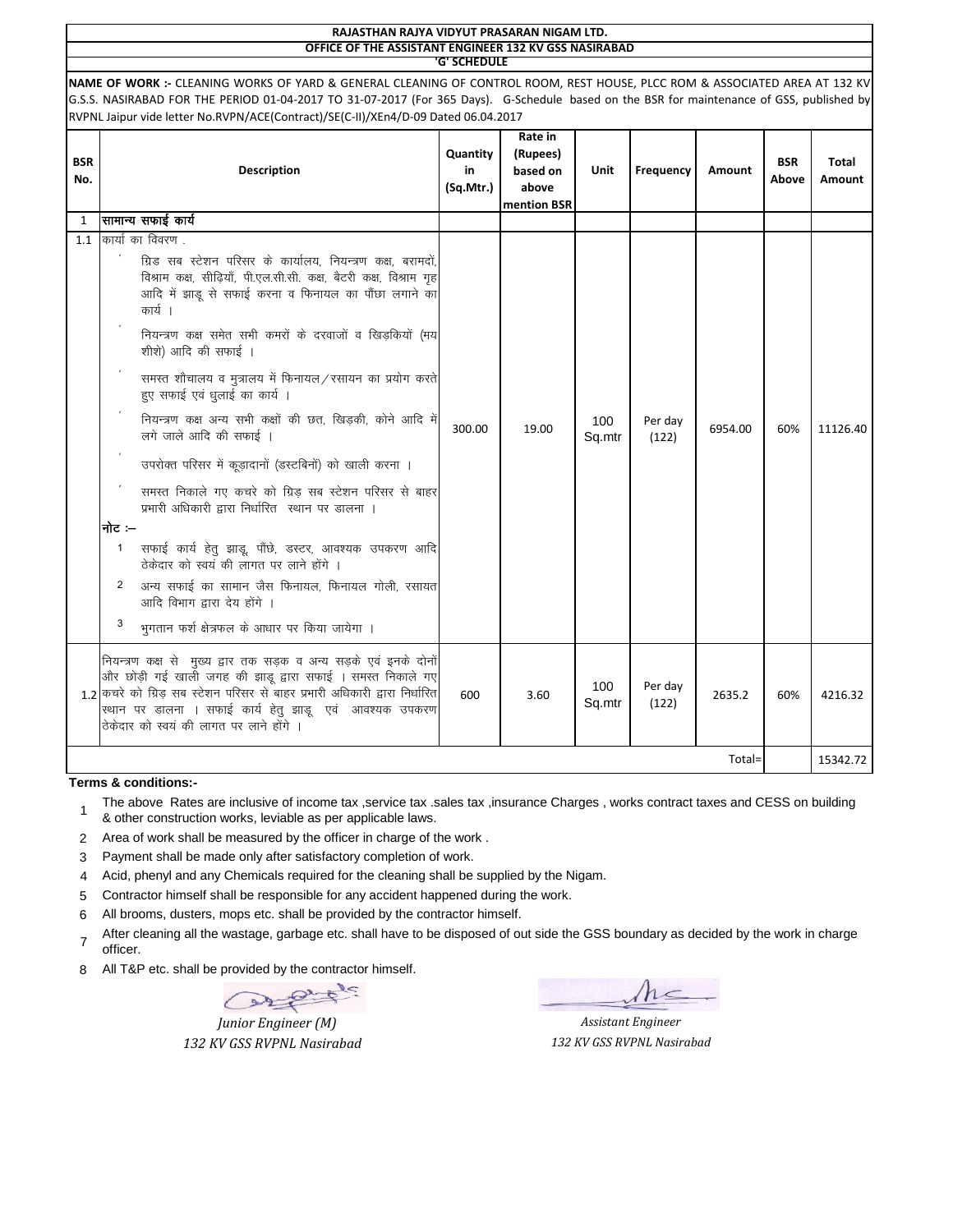**RAJASTHAN RAJYA VIDYUT PRASARAN NIGAM LTD.**

**OFFICE OF THE ASSISTANT ENGINEER 132 KV GSS NASIRABAD**

**'G' SCHEDULE**

**NAME OF WORK :-** CLEANING WORKS OF YARD & GENERAL CLEANING OF CONTROL ROOM, REST HOUSE, PLCC ROM & ASSOCIATED AREA AT 132 KV G.S.S. NASIRABAD FOR THE PERIOD 01-04-2017 TO 31-07-2017 (For 365 Days). G-Schedule based on the BSR for maintenance of GSS, published by RVPNL Jaipur vide letter No.RVPN/ACE(Contract)/SE(C-II)/XEn4/D-09 Dated 06.04.2017

| BSR No. | Description | Quantity in (Sq.Mtr.) | Rate in (Rupees) based on above mention BSR | Unit | Frequency | Amount | BSR Above | Total Amount |
|---|---|---|---|---|---|---|---|---|
| 1 | **सामान्य सफाई कार्य** | | | | | | | |
| 1.1 | कार्या का विवरण .<br>' ग्रिड सब स्टेशन परिसर के कार्यालय, नियन्त्रण कक्ष, बरामदों, विश्राम कक्ष, सीढ़ियाँ, पी.एल.सी.सी. कक्ष, बैटरी कक्ष, विश्राम गृह आदि में झाडू से सफाई करना व फिनायल का पौंछा लगाने का कार्य ।<br>' नियन्त्रण कक्ष समेत सभी कमरों के दरवाजों व खिड़कियों (मय शीशे) आदि की सफाई ।<br>' समस्त शौचालय व मुत्रालय में फिनायल/रसायन का प्रयोग करते हुए सफाई एवं धुलाई का कार्य ।<br>' नियन्त्रण कक्ष अन्य सभी कक्षों की छत, खिड़की, कोने आदि में लगे जाले आदि की सफाई ।<br>' उपरोक्त परिसर में कूड़ादानों (डस्टबिनों) को खाली करना ।<br>' समस्त निकाले गए कचरे को ग्रिड़ सब स्टेशन परिसर से बाहर प्रभारी अधिकारी द्वारा निर्धारित स्थान पर डालना ।<br>**नोट :–**<br>1 सफाई कार्य हेतु झाडू, पौंछे, डस्टर, आवश्यक उपकरण आदि ठेकेदार को स्वयं की लागत पर लाने होंगे ।<br>2 अन्य सफाई का सामान जैस फिनायल, फिनायल गोली, रसायत आदि विभाग द्वारा देय होंगे ।<br>3 भुगतान फर्श क्षेत्रफल के आधार पर किया जायेगा । | 300.00 | 19.00 | 100 Sq.mtr | Per day (122) | 6954.00 | 60% | 11126.40 |
| 1.2 | नियन्त्रण कक्ष से मुख्य द्वार तक सड़क व अन्य सड़के एवं इनके दोनों और छोड़ी गई खाली जगह की झाडू द्वारा सफाई । समस्त निकाले गए कचरे को ग्रिड़ सब स्टेशन परिसर से बाहर प्रभारी अधिकारी द्वारा निर्धारित स्थान पर डालना । सफाई कार्य हेतु झाडू एवं आवश्यक उपकरण ठेकेदार को स्वयं की लागत पर लाने होंगे । | 600 | 3.60 | 100 Sq.mtr | Per day (122) | 2635.2 | 60% | 4216.32 |
| | | | | | | Total= | | 15342.72 |

**Terms & conditions:-**

1. The above Rates are inclusive of income tax ,service tax .sales tax ,insurance Charges , works contract taxes and CESS on building & other construction works, leviable as per applicable laws.
2. Area of work shall be measured by the officer in charge of the work .
3. Payment shall be made only after satisfactory completion of work.
4. Acid, phenyl and any Chemicals required for the cleaning shall be supplied by the Nigam.
5. Contractor himself shall be responsible for any accident happened during the work.
6. All brooms, dusters, mops etc. shall be provided by the contractor himself.
7. After cleaning all the wastage, garbage etc. shall have to be disposed of out side the GSS boundary as decided by the work in charge officer.
8. All T&P etc. shall be provided by the contractor himself.

*Junior Engineer (M)*
*132 KV GSS RVPNL Nasirabad*

*Assistant Engineer*
*132 KV GSS RVPNL Nasirabad*